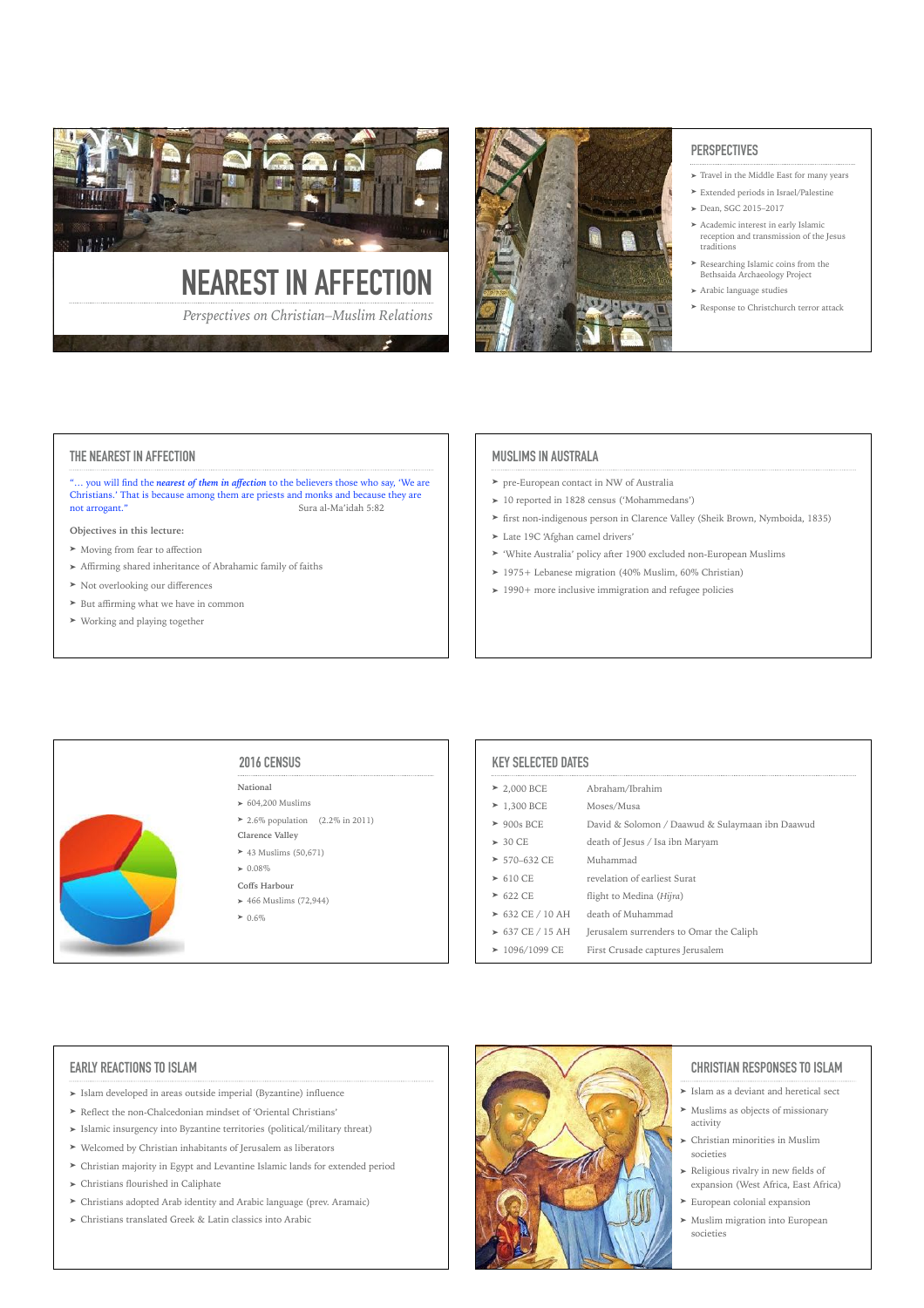# NEAREST IN AFFECTION

*Perspectives on Christian–Muslim Relations*

## PERSPECTIVES

- Travel in the Middle East for many years
- Extended periods in Israel/Palestine
- Dean, SGC 2015–2017
- Academic interest in early Islamic reception and transmission of the Jesus traditions
- Researching Islamic coins from the Bethsaida Archaeology Project
- Arabic language studies
- Response to Christchurch terror attack

## THE NEAREST IN AFFECTION

"… you will find the ***nearest of them in affection*** to the believers those who say, 'We are Christians.' That is because among them are priests and monks and because they are not arrogant." Sura al-Ma'idah 5:82

**Objectives in this lecture:**

- Moving from fear to affection
- Affirming shared inheritance of Abrahamic family of faiths
- Not overlooking our differences
- But affirming what we have in common
- Working and playing together

## MUSLIMS IN AUSTRALA

- pre-European contact in NW of Australia
- 10 reported in 1828 census ('Mohammedans')
- first non-indigenous person in Clarence Valley (Sheik Brown, Nymboida, 1835)
- Late 19C 'Afghan camel drivers'
- 'White Australia' policy after 1900 excluded non-European Muslims
- 1975+ Lebanese migration (40% Muslim, 60% Christian)
- 1990+ more inclusive immigration and refugee policies

## 2016 CENSUS

**National**

- 604,200 Muslims
- 2.6% population (2.2% in 2011)

**Clarence Valley**

- 43 Muslims (50,671)
- 0.08%

**Coffs Harbour**

- 466 Muslims (72,944)
- 0.6%

## KEY SELECTED DATES

| | |
|---|---|
| 2,000 BCE | Abraham/Ibrahim |
| 1,300 BCE | Moses/Musa |
| 900s BCE | David & Solomon / Daawud & Sulaymaan ibn Daawud |
| 30 CE | death of Jesus / Isa ibn Maryam |
| 570–632 CE | Muhammad |
| 610 CE | revelation of earliest Surat |
| 622 CE | flight to Medina (*Hijra*) |
| 632 CE / 10 AH | death of Muhammad |
| 637 CE / 15 AH | Jerusalem surrenders to Omar the Caliph |
| 1096/1099 CE | First Crusade captures Jerusalem |

## EARLY REACTIONS TO ISLAM

- Islam developed in areas outside imperial (Byzantine) influence
- Reflect the non-Chalcedonian mindset of 'Oriental Christians'
- Islamic insurgency into Byzantine territories (political/military threat)
- Welcomed by Christian inhabitants of Jerusalem as liberators
- Christian majority in Egypt and Levantine Islamic lands for extended period
- Christians flourished in Caliphate
- Christians adopted Arab identity and Arabic language (prev. Aramaic)
- Christians translated Greek & Latin classics into Arabic

## CHRISTIAN RESPONSES TO ISLAM

- Islam as a deviant and heretical sect
- Muslims as objects of missionary activity
- Christian minorities in Muslim societies
- Religious rivalry in new fields of expansion (West Africa, East Africa)
- European colonial expansion
- Muslim migration into European societies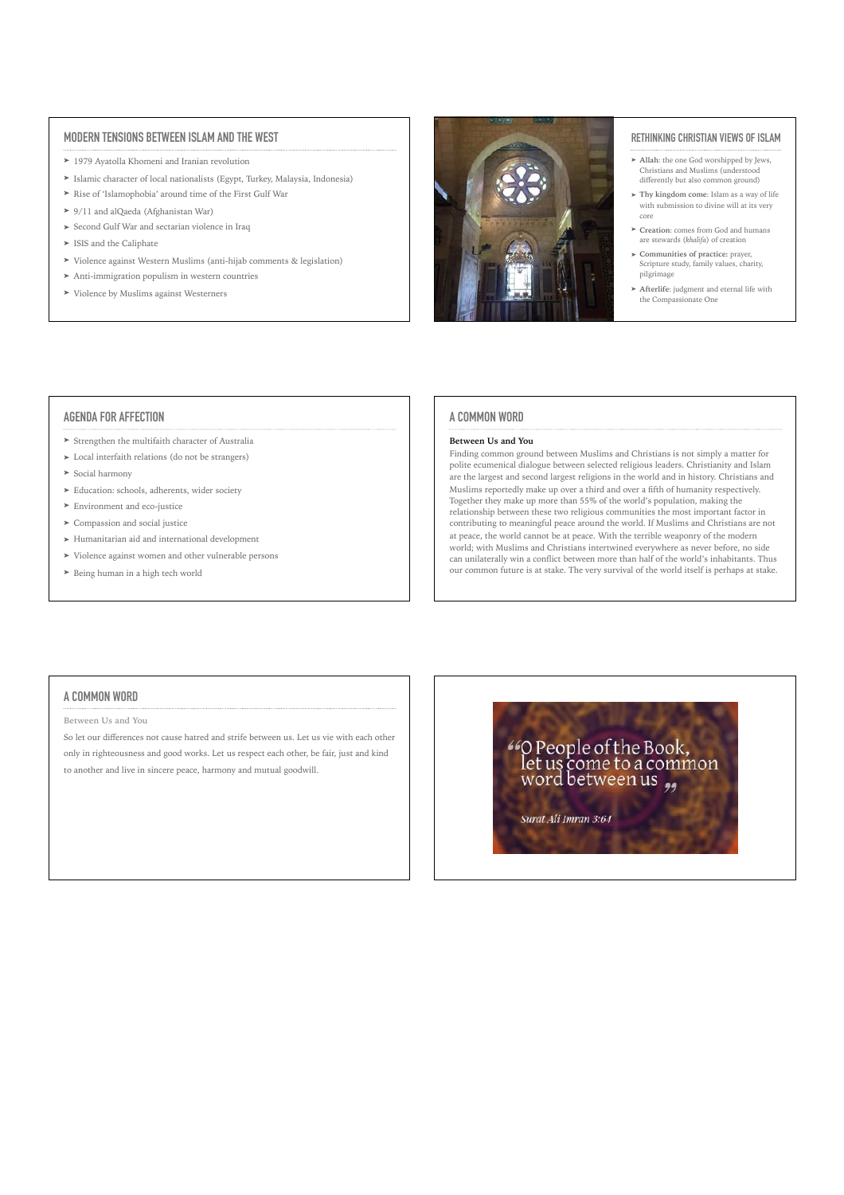## MODERN TENSIONS BETWEEN ISLAM AND THE WEST

- 1979 Ayatolla Khomeni and Iranian revolution
- Islamic character of local nationalists (Egypt, Turkey, Malaysia, Indonesia)
- Rise of 'Islamophobia' around time of the First Gulf War
- 9/11 and alQaeda (Afghanistan War)
- Second Gulf War and sectarian violence in Iraq
- ISIS and the Caliphate
- Violence against Western Muslims (anti-hijab comments & legislation)
- Anti-immigration populism in western countries
- Violence by Muslims against Westerners

## RETHINKING CHRISTIAN VIEWS OF ISLAM

- **Allah**: the one God worshipped by Jews, Christians and Muslims (understood differently but also common ground)
- **Thy kingdom come**: Islam as a way of life with submission to divine will at its very core
- **Creation**: comes from God and humans are stewards (*khalifa*) of creation
- **Communities of practice**: prayer, Scripture study, family values, charity, pilgrimage
- **Afterlife**: judgment and eternal life with the Compassionate One

## AGENDA FOR AFFECTION

- Strengthen the multifaith character of Australia
- Local interfaith relations (do not be strangers)
- Social harmony
- Education: schools, adherents, wider society
- Environment and eco-justice
- Compassion and social justice
- Humanitarian aid and international development
- Violence against women and other vulnerable persons
- Being human in a high tech world

## A COMMON WORD

**Between Us and You**

Finding common ground between Muslims and Christians is not simply a matter for polite ecumenical dialogue between selected religious leaders. Christianity and Islam are the largest and second largest religions in the world and in history. Christians and Muslims reportedly make up over a third and over a fifth of humanity respectively. Together they make up more than 55% of the world's population, making the relationship between these two religious communities the most important factor in contributing to meaningful peace around the world. If Muslims and Christians are not at peace, the world cannot be at peace. With the terrible weaponry of the modern world; with Muslims and Christians intertwined everywhere as never before, no side can unilaterally win a conflict between more than half of the world's inhabitants. Thus our common future is at stake. The very survival of the world itself is perhaps at stake.

## A COMMON WORD

Between Us and You

So let our differences not cause hatred and strife between us. Let us vie with each other only in righteousness and good works. Let us respect each other, be fair, just and kind to another and live in sincere peace, harmony and mutual goodwill.

"O People of the Book, let us come to a common word between us"

Surat Ali Imran 3:64